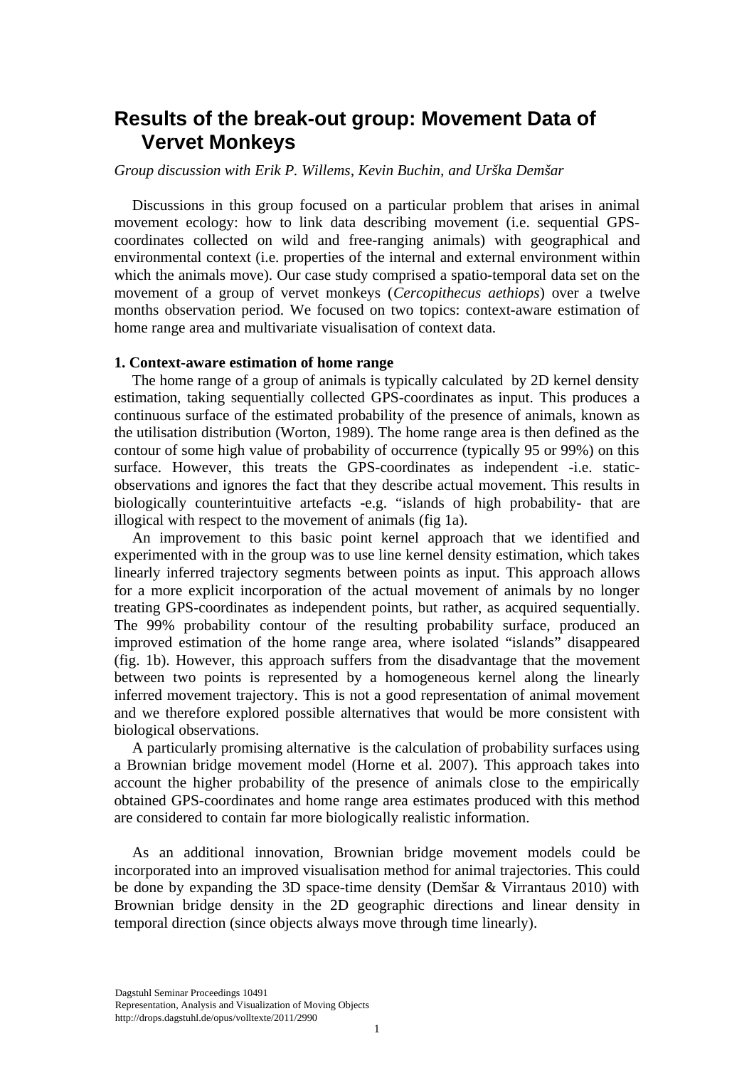# Results of the break-out group: Movement Data of Vervet Monkeys

*Group discussion with Erik P. Willems, Kevin Buchin, and Urška Demšar*

Discussions in this group focused on a particular problem that arises in animal movement ecology: how to link data describing movement (i.e. sequential GPS-coordinates collected on wild and free-ranging animals) with geographical and environmental context (i.e. properties of the internal and external environment within which the animals move). Our case study comprised a spatio-temporal data set on the movement of a group of vervet monkeys (*Cercopithecus aethiops*) over a twelve months observation period. We focused on two topics: context-aware estimation of home range area and multivariate visualisation of context data.

### 1. Context-aware estimation of home range

The home range of a group of animals is typically calculated by 2D kernel density estimation, taking sequentially collected GPS-coordinates as input. This produces a continuous surface of the estimated probability of the presence of animals, known as the utilisation distribution (Worton, 1989). The home range area is then defined as the contour of some high value of probability of occurrence (typically 95 or 99%) on this surface. However, this treats the GPS-coordinates as independent -i.e. static- observations and ignores the fact that they describe actual movement. This results in biologically counterintuitive artefacts -e.g. "islands of high probability- that are illogical with respect to the movement of animals (fig 1a).

An improvement to this basic point kernel approach that we identified and experimented with in the group was to use line kernel density estimation, which takes linearly inferred trajectory segments between points as input. This approach allows for a more explicit incorporation of the actual movement of animals by no longer treating GPS-coordinates as independent points, but rather, as acquired sequentially. The 99% probability contour of the resulting probability surface, produced an improved estimation of the home range area, where isolated "islands" disappeared (fig. 1b). However, this approach suffers from the disadvantage that the movement between two points is represented by a homogeneous kernel along the linearly inferred movement trajectory. This is not a good representation of animal movement and we therefore explored possible alternatives that would be more consistent with biological observations.

A particularly promising alternative is the calculation of probability surfaces using a Brownian bridge movement model (Horne et al. 2007). This approach takes into account the higher probability of the presence of animals close to the empirically obtained GPS-coordinates and home range area estimates produced with this method are considered to contain far more biologically realistic information.

As an additional innovation, Brownian bridge movement models could be incorporated into an improved visualisation method for animal trajectories. This could be done by expanding the 3D space-time density (Demšar & Virrantaus 2010) with Brownian bridge density in the 2D geographic directions and linear density in temporal direction (since objects always move through time linearly).

Dagstuhl Seminar Proceedings 10491
Representation, Analysis and Visualization of Moving Objects
http://drops.dagstuhl.de/opus/volltexte/2011/2990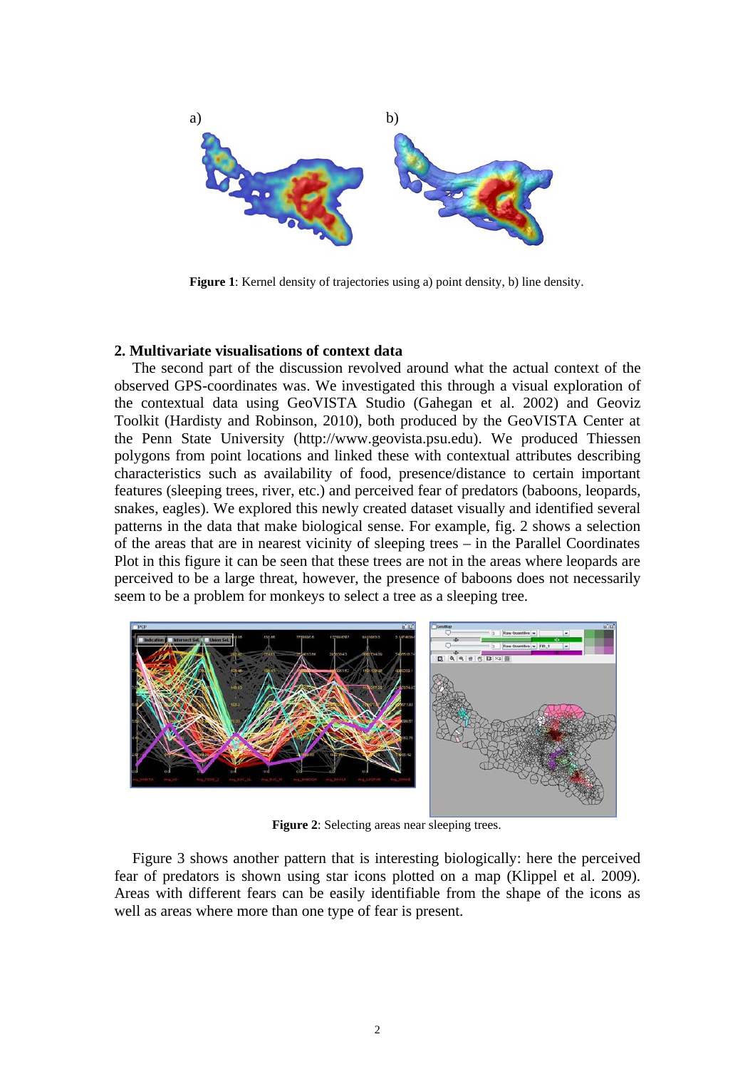a) b)

**Figure 1**: Kernel density of trajectories using a) point density, b) line density.

## 2. Multivariate visualisations of context data

The second part of the discussion revolved around what the actual context of the observed GPS-coordinates was. We investigated this through a visual exploration of the contextual data using GeoVISTA Studio (Gahegan et al. 2002) and Geoviz Toolkit (Hardisty and Robinson, 2010), both produced by the GeoVISTA Center at the Penn State University (http://www.geovista.psu.edu). We produced Thiessen polygons from point locations and linked these with contextual attributes describing characteristics such as availability of food, presence/distance to certain important features (sleeping trees, river, etc.) and perceived fear of predators (baboons, leopards, snakes, eagles). We explored this newly created dataset visually and identified several patterns in the data that make biological sense. For example, fig. 2 shows a selection of the areas that are in nearest vicinity of sleeping trees – in the Parallel Coordinates Plot in this figure it can be seen that these trees are not in the areas where leopards are perceived to be a large threat, however, the presence of baboons does not necessarily seem to be a problem for monkeys to select a tree as a sleeping tree.

**Figure 2**: Selecting areas near sleeping trees.

Figure 3 shows another pattern that is interesting biologically: here the perceived fear of predators is shown using star icons plotted on a map (Klippel et al. 2009). Areas with different fears can be easily identifiable from the shape of the icons as well as areas where more than one type of fear is present.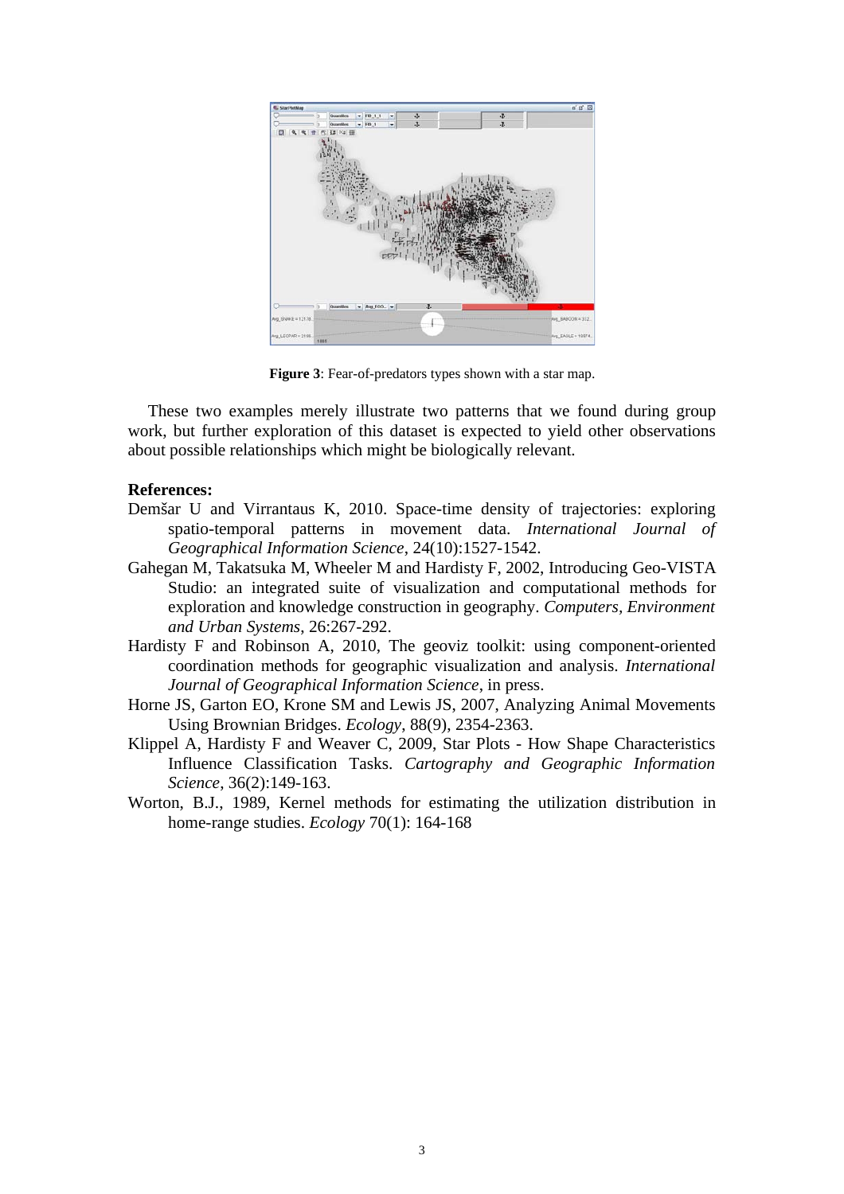**Figure 3**: Fear-of-predators types shown with a star map.

These two examples merely illustrate two patterns that we found during group work, but further exploration of this dataset is expected to yield other observations about possible relationships which might be biologically relevant.

**References:**

Demšar U and Virrantaus K, 2010. Space-time density of trajectories: exploring spatio-temporal patterns in movement data. *International Journal of Geographical Information Science*, 24(10):1527-1542.

Gahegan M, Takatsuka M, Wheeler M and Hardisty F, 2002, Introducing Geo-VISTA Studio: an integrated suite of visualization and computational methods for exploration and knowledge construction in geography. *Computers, Environment and Urban Systems*, 26:267-292.

Hardisty F and Robinson A, 2010, The geoviz toolkit: using component-oriented coordination methods for geographic visualization and analysis. *International Journal of Geographical Information Science*, in press.

Horne JS, Garton EO, Krone SM and Lewis JS, 2007, Analyzing Animal Movements Using Brownian Bridges. *Ecology*, 88(9), 2354-2363.

Klippel A, Hardisty F and Weaver C, 2009, Star Plots - How Shape Characteristics Influence Classification Tasks. *Cartography and Geographic Information Science*, 36(2):149-163.

Worton, B.J., 1989, Kernel methods for estimating the utilization distribution in home-range studies. *Ecology* 70(1): 164-168